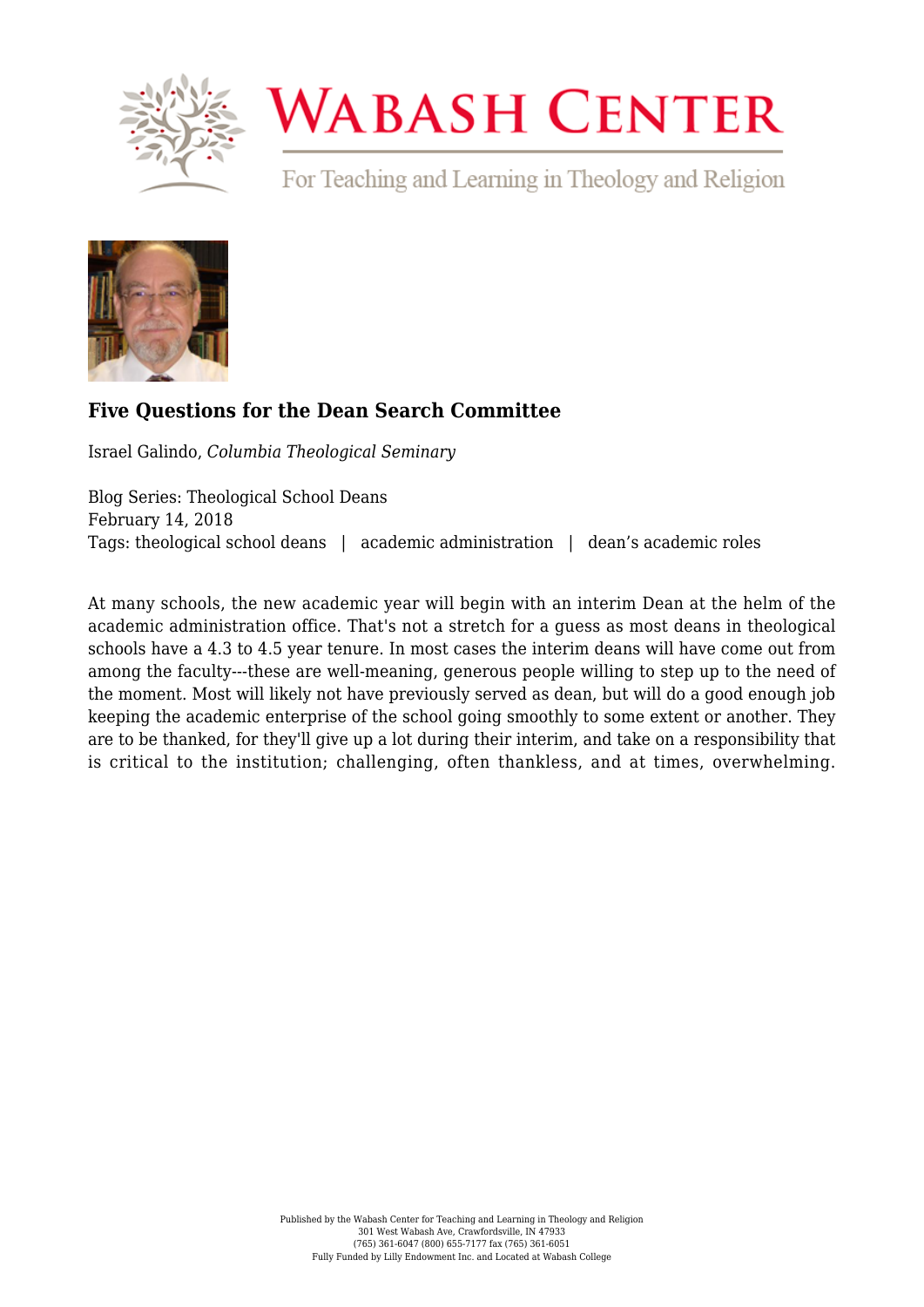# Five Questions for the Dean Search Committee

Israel Galindo, *Columbia Theological Seminary*

Blog Series: Theological School Deans
February 14, 2018
Tags: theological school deans | academic administration | dean's academic roles

At many schools, the new academic year will begin with an interim Dean at the helm of the academic administration office. That's not a stretch for a guess as most deans in theological schools have a 4.3 to 4.5 year tenure. In most cases the interim deans will have come out from among the faculty---these are well-meaning, generous people willing to step up to the need of the moment. Most will likely not have previously served as dean, but will do a good enough job keeping the academic enterprise of the school going smoothly to some extent or another. They are to be thanked, for they'll give up a lot during their interim, and take on a responsibility that is critical to the institution; challenging, often thankless, and at times, overwhelming.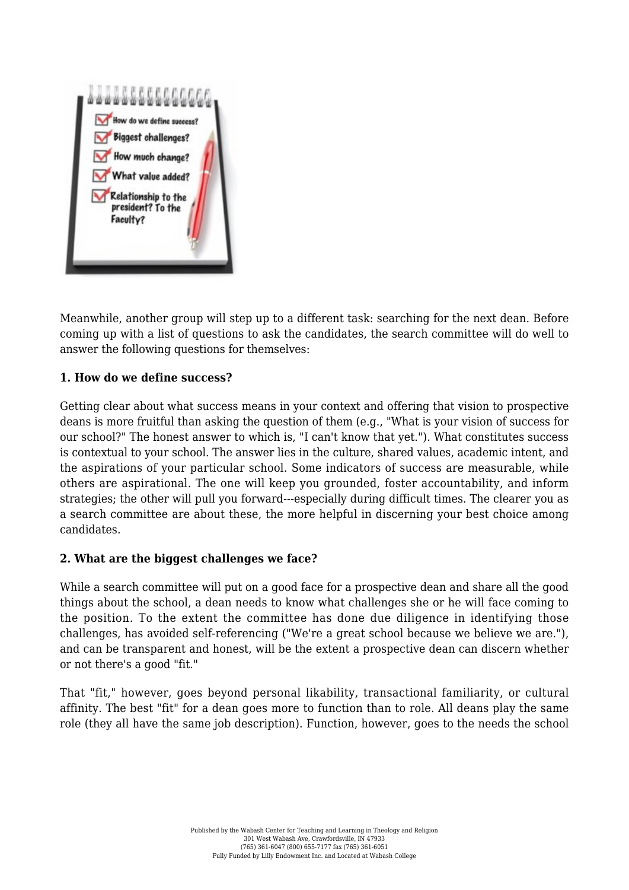Meanwhile, another group will step up to a different task: searching for the next dean. Before coming up with a list of questions to ask the candidates, the search committee will do well to answer the following questions for themselves:

**1. How do we define success?**

Getting clear about what success means in your context and offering that vision to prospective deans is more fruitful than asking the question of them (e.g., "What is your vision of success for our school?" The honest answer to which is, "I can't know that yet."). What constitutes success is contextual to your school. The answer lies in the culture, shared values, academic intent, and the aspirations of your particular school. Some indicators of success are measurable, while others are aspirational. The one will keep you grounded, foster accountability, and inform strategies; the other will pull you forward---especially during difficult times. The clearer you as a search committee are about these, the more helpful in discerning your best choice among candidates.

**2. What are the biggest challenges we face?**

While a search committee will put on a good face for a prospective dean and share all the good things about the school, a dean needs to know what challenges she or he will face coming to the position. To the extent the committee has done due diligence in identifying those challenges, has avoided self-referencing ("We're a great school because we believe we are."), and can be transparent and honest, will be the extent a prospective dean can discern whether or not there's a good "fit."

That "fit," however, goes beyond personal likability, transactional familiarity, or cultural affinity. The best "fit" for a dean goes more to function than to role. All deans play the same role (they all have the same job description). Function, however, goes to the needs the school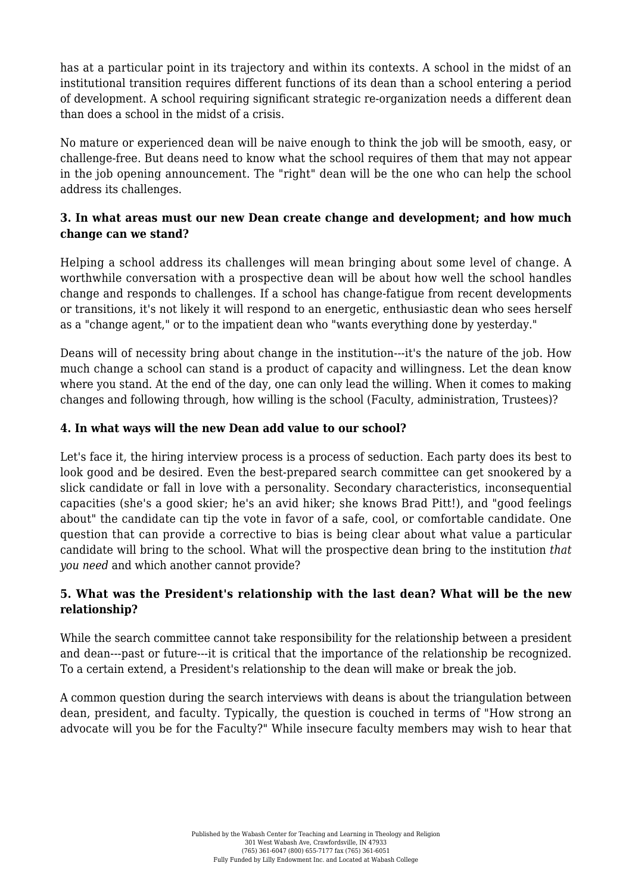has at a particular point in its trajectory and within its contexts. A school in the midst of an institutional transition requires different functions of its dean than a school entering a period of development. A school requiring significant strategic re-organization needs a different dean than does a school in the midst of a crisis.

No mature or experienced dean will be naive enough to think the job will be smooth, easy, or challenge-free. But deans need to know what the school requires of them that may not appear in the job opening announcement. The "right" dean will be the one who can help the school address its challenges.

**3. In what areas must our new Dean create change and development; and how much change can we stand?**

Helping a school address its challenges will mean bringing about some level of change. A worthwhile conversation with a prospective dean will be about how well the school handles change and responds to challenges. If a school has change-fatigue from recent developments or transitions, it's not likely it will respond to an energetic, enthusiastic dean who sees herself as a "change agent," or to the impatient dean who "wants everything done by yesterday."

Deans will of necessity bring about change in the institution---it's the nature of the job. How much change a school can stand is a product of capacity and willingness. Let the dean know where you stand. At the end of the day, one can only lead the willing. When it comes to making changes and following through, how willing is the school (Faculty, administration, Trustees)?

**4. In what ways will the new Dean add value to our school?**

Let's face it, the hiring interview process is a process of seduction. Each party does its best to look good and be desired. Even the best-prepared search committee can get snookered by a slick candidate or fall in love with a personality. Secondary characteristics, inconsequential capacities (she's a good skier; he's an avid hiker; she knows Brad Pitt!), and "good feelings about" the candidate can tip the vote in favor of a safe, cool, or comfortable candidate. One question that can provide a corrective to bias is being clear about what value a particular candidate will bring to the school. What will the prospective dean bring to the institution *that you need* and which another cannot provide?

**5. What was the President's relationship with the last dean? What will be the new relationship?**

While the search committee cannot take responsibility for the relationship between a president and dean---past or future---it is critical that the importance of the relationship be recognized. To a certain extend, a President's relationship to the dean will make or break the job.

A common question during the search interviews with deans is about the triangulation between dean, president, and faculty. Typically, the question is couched in terms of "How strong an advocate will you be for the Faculty?" While insecure faculty members may wish to hear that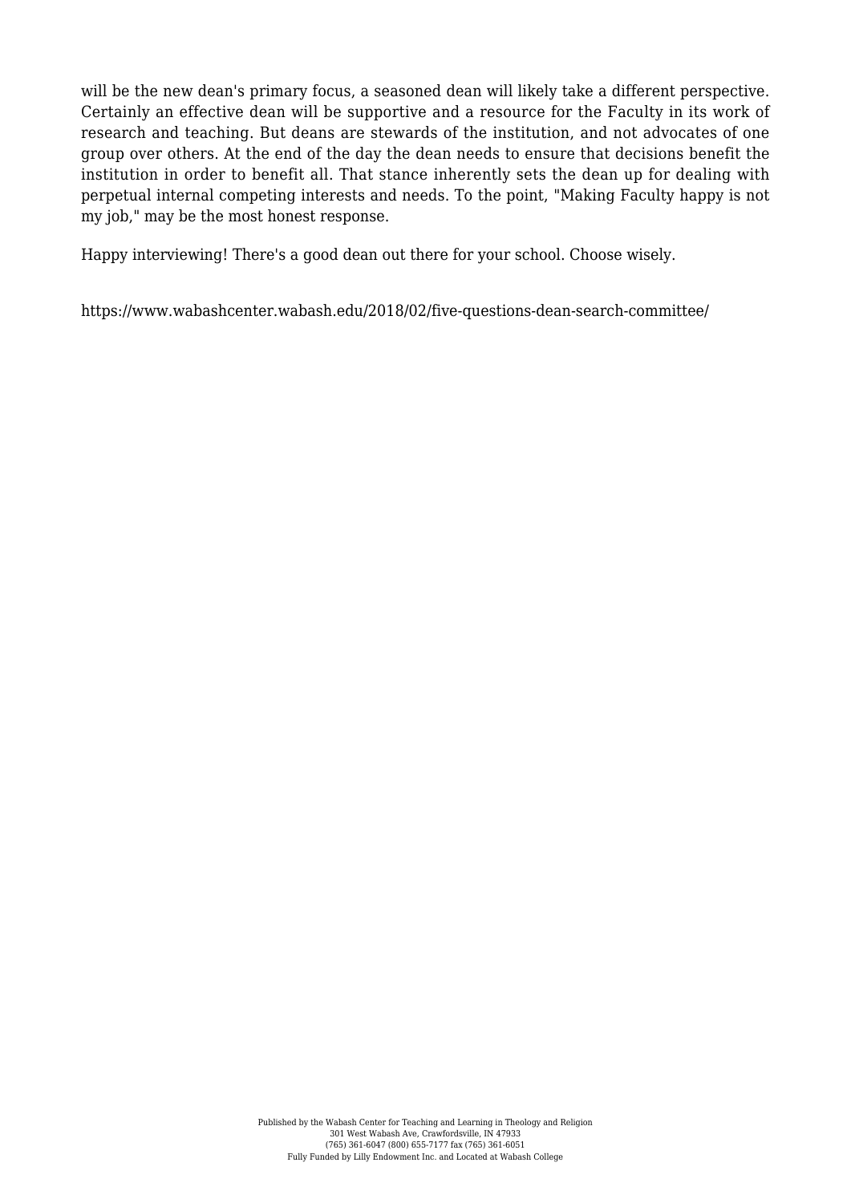will be the new dean's primary focus, a seasoned dean will likely take a different perspective. Certainly an effective dean will be supportive and a resource for the Faculty in its work of research and teaching. But deans are stewards of the institution, and not advocates of one group over others. At the end of the day the dean needs to ensure that decisions benefit the institution in order to benefit all. That stance inherently sets the dean up for dealing with perpetual internal competing interests and needs. To the point, "Making Faculty happy is not my job," may be the most honest response.

Happy interviewing! There's a good dean out there for your school. Choose wisely.

https://www.wabashcenter.wabash.edu/2018/02/five-questions-dean-search-committee/